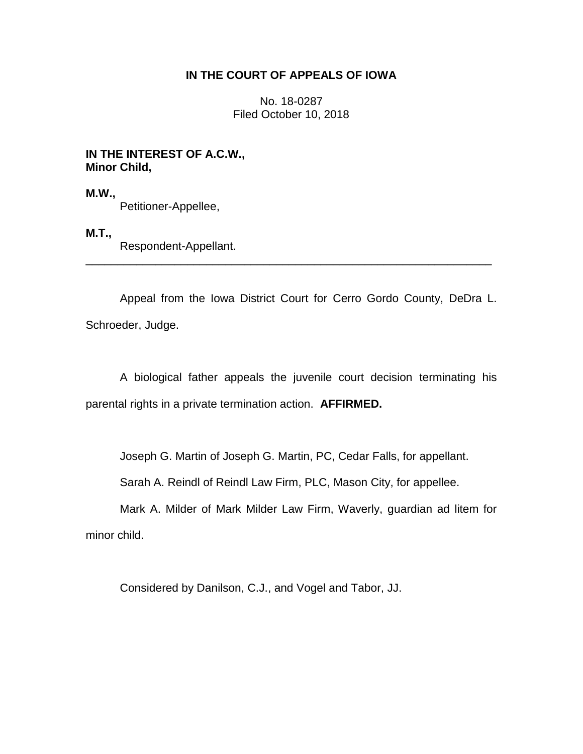# IN THE COURT OF APPEALS OF IOWA

No. 18-0287
Filed October 10, 2018

**IN THE INTEREST OF A.C.W., Minor Child,**

**M.W.,**
Petitioner-Appellee,

**M.T.,**
Respondent-Appellant.

---

Appeal from the Iowa District Court for Cerro Gordo County, DeDra L. Schroeder, Judge.

A biological father appeals the juvenile court decision terminating his parental rights in a private termination action. **AFFIRMED.**

Joseph G. Martin of Joseph G. Martin, PC, Cedar Falls, for appellant.

Sarah A. Reindl of Reindl Law Firm, PLC, Mason City, for appellee.

Mark A. Milder of Mark Milder Law Firm, Waverly, guardian ad litem for minor child.

Considered by Danilson, C.J., and Vogel and Tabor, JJ.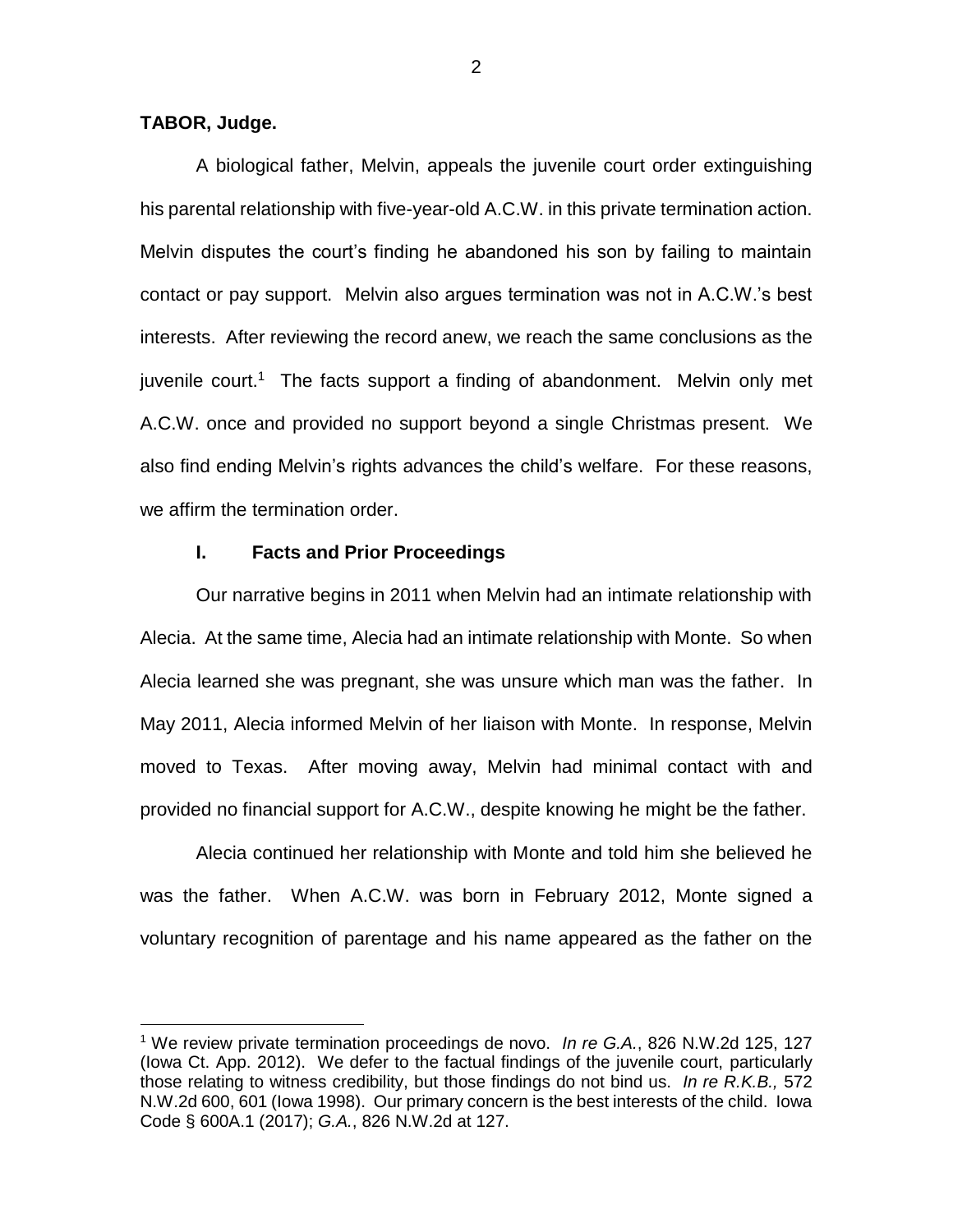**TABOR, Judge.**

A biological father, Melvin, appeals the juvenile court order extinguishing his parental relationship with five-year-old A.C.W. in this private termination action. Melvin disputes the court's finding he abandoned his son by failing to maintain contact or pay support. Melvin also argues termination was not in A.C.W.'s best interests. After reviewing the record anew, we reach the same conclusions as the juvenile court.[1] The facts support a finding of abandonment. Melvin only met A.C.W. once and provided no support beyond a single Christmas present. We also find ending Melvin's rights advances the child's welfare. For these reasons, we affirm the termination order.

## I. Facts and Prior Proceedings

Our narrative begins in 2011 when Melvin had an intimate relationship with Alecia. At the same time, Alecia had an intimate relationship with Monte. So when Alecia learned she was pregnant, she was unsure which man was the father. In May 2011, Alecia informed Melvin of her liaison with Monte. In response, Melvin moved to Texas. After moving away, Melvin had minimal contact with and provided no financial support for A.C.W., despite knowing he might be the father.

Alecia continued her relationship with Monte and told him she believed he was the father. When A.C.W. was born in February 2012, Monte signed a voluntary recognition of parentage and his name appeared as the father on the

[1] We review private termination proceedings de novo. *In re G.A.*, 826 N.W.2d 125, 127 (Iowa Ct. App. 2012). We defer to the factual findings of the juvenile court, particularly those relating to witness credibility, but those findings do not bind us. *In re R.K.B.,* 572 N.W.2d 600, 601 (Iowa 1998). Our primary concern is the best interests of the child. Iowa Code § 600A.1 (2017); *G.A.*, 826 N.W.2d at 127.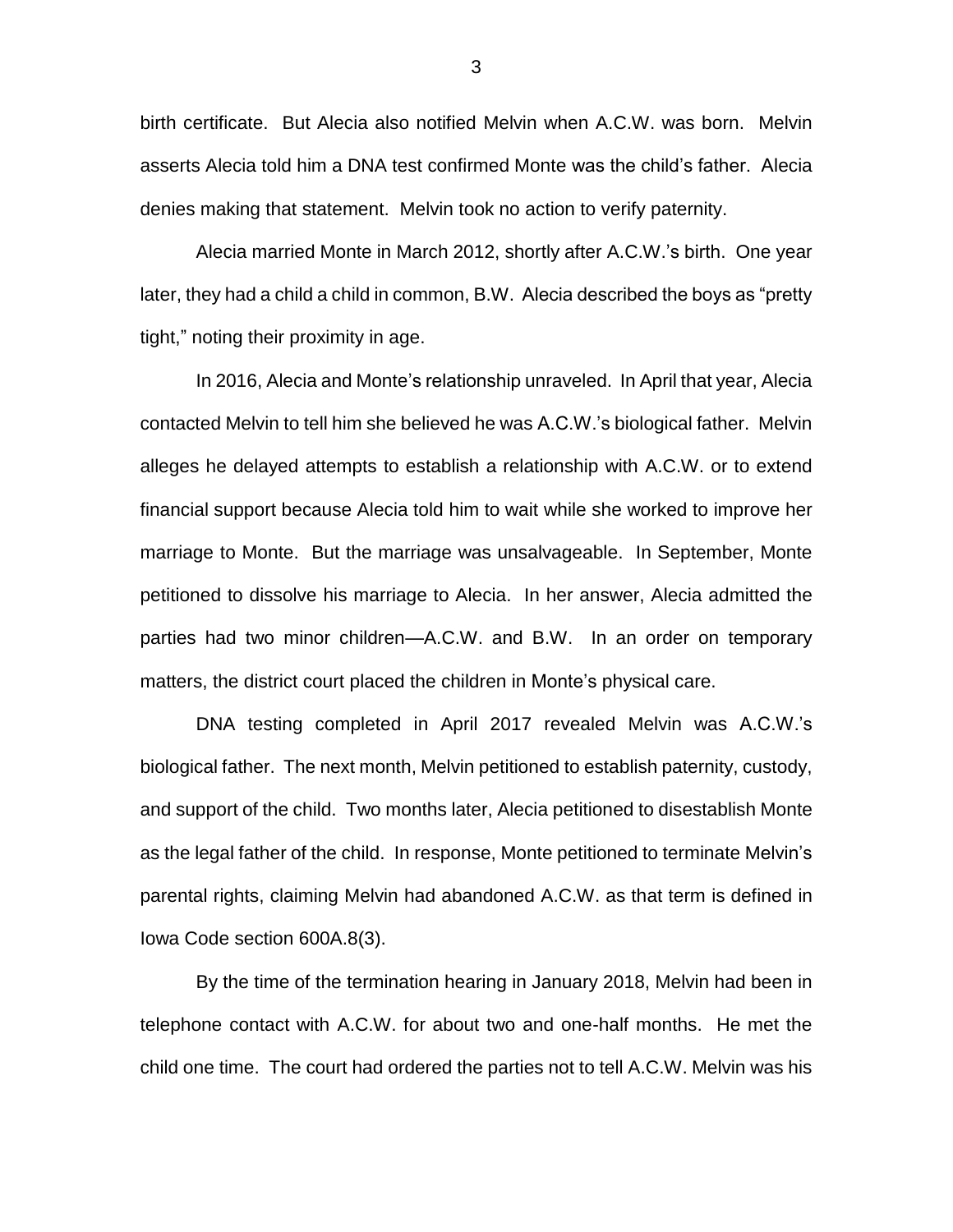birth certificate. But Alecia also notified Melvin when A.C.W. was born. Melvin asserts Alecia told him a DNA test confirmed Monte was the child's father. Alecia denies making that statement. Melvin took no action to verify paternity.

Alecia married Monte in March 2012, shortly after A.C.W.'s birth. One year later, they had a child a child in common, B.W. Alecia described the boys as "pretty tight," noting their proximity in age.

In 2016, Alecia and Monte's relationship unraveled. In April that year, Alecia contacted Melvin to tell him she believed he was A.C.W.'s biological father. Melvin alleges he delayed attempts to establish a relationship with A.C.W. or to extend financial support because Alecia told him to wait while she worked to improve her marriage to Monte. But the marriage was unsalvageable. In September, Monte petitioned to dissolve his marriage to Alecia. In her answer, Alecia admitted the parties had two minor children—A.C.W. and B.W. In an order on temporary matters, the district court placed the children in Monte's physical care.

DNA testing completed in April 2017 revealed Melvin was A.C.W.'s biological father. The next month, Melvin petitioned to establish paternity, custody, and support of the child. Two months later, Alecia petitioned to disestablish Monte as the legal father of the child. In response, Monte petitioned to terminate Melvin's parental rights, claiming Melvin had abandoned A.C.W. as that term is defined in Iowa Code section 600A.8(3).

By the time of the termination hearing in January 2018, Melvin had been in telephone contact with A.C.W. for about two and one-half months. He met the child one time. The court had ordered the parties not to tell A.C.W. Melvin was his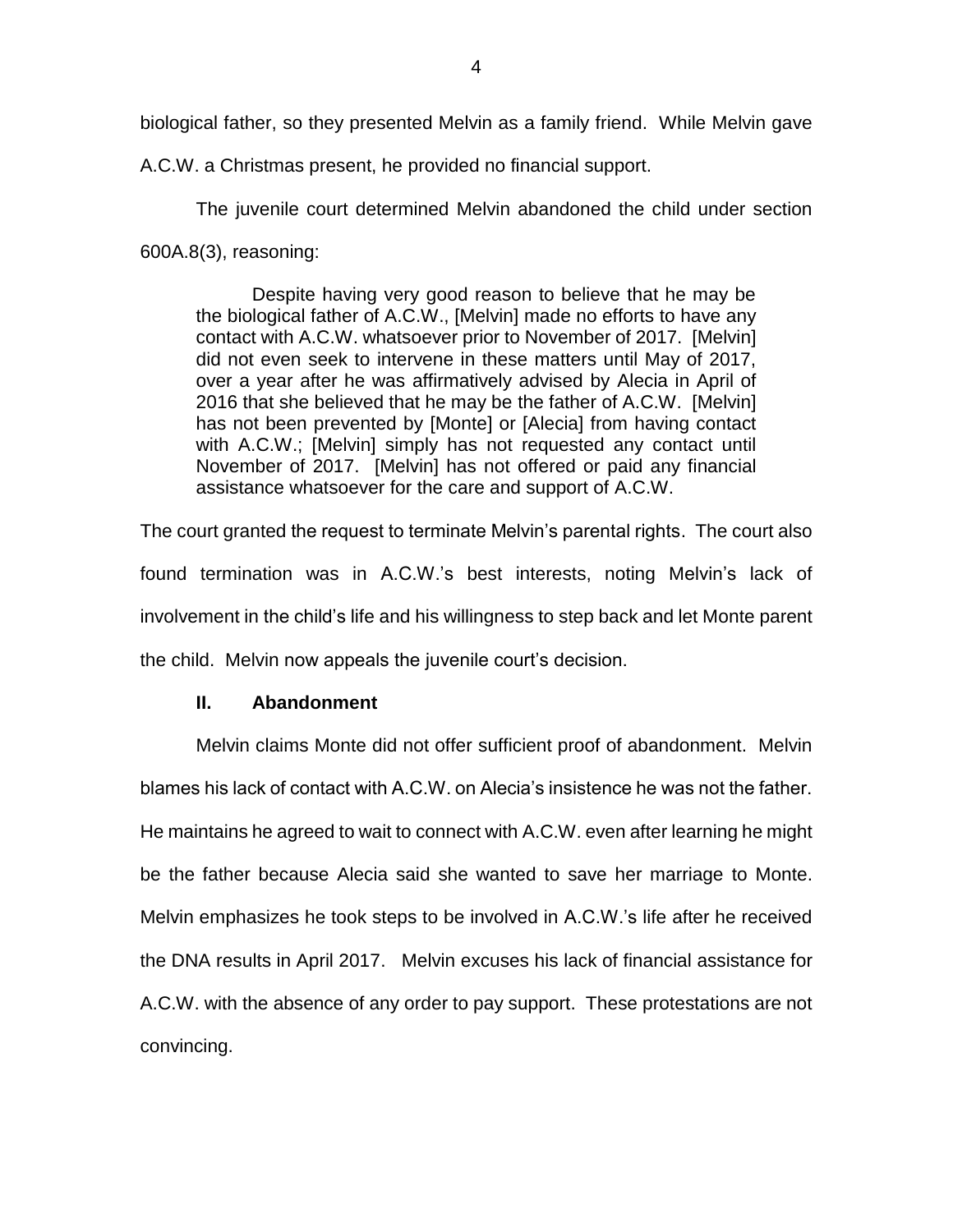biological father, so they presented Melvin as a family friend. While Melvin gave A.C.W. a Christmas present, he provided no financial support.

The juvenile court determined Melvin abandoned the child under section 600A.8(3), reasoning:

> Despite having very good reason to believe that he may be the biological father of A.C.W., [Melvin] made no efforts to have any contact with A.C.W. whatsoever prior to November of 2017. [Melvin] did not even seek to intervene in these matters until May of 2017, over a year after he was affirmatively advised by Alecia in April of 2016 that she believed that he may be the father of A.C.W. [Melvin] has not been prevented by [Monte] or [Alecia] from having contact with A.C.W.; [Melvin] simply has not requested any contact until November of 2017. [Melvin] has not offered or paid any financial assistance whatsoever for the care and support of A.C.W.

The court granted the request to terminate Melvin's parental rights. The court also found termination was in A.C.W.'s best interests, noting Melvin's lack of involvement in the child's life and his willingness to step back and let Monte parent the child. Melvin now appeals the juvenile court's decision.

## II. Abandonment

Melvin claims Monte did not offer sufficient proof of abandonment. Melvin blames his lack of contact with A.C.W. on Alecia's insistence he was not the father. He maintains he agreed to wait to connect with A.C.W. even after learning he might be the father because Alecia said she wanted to save her marriage to Monte. Melvin emphasizes he took steps to be involved in A.C.W.'s life after he received the DNA results in April 2017. Melvin excuses his lack of financial assistance for A.C.W. with the absence of any order to pay support. These protestations are not convincing.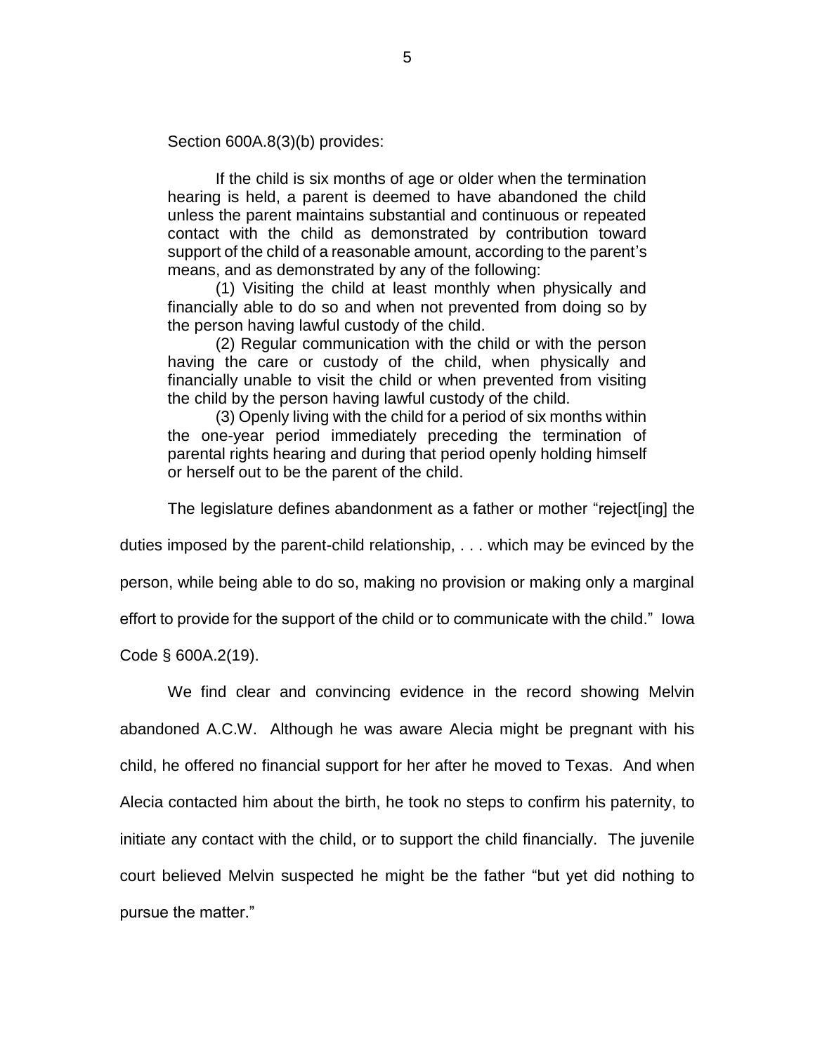Section 600A.8(3)(b) provides:

> If the child is six months of age or older when the termination hearing is held, a parent is deemed to have abandoned the child unless the parent maintains substantial and continuous or repeated contact with the child as demonstrated by contribution toward support of the child of a reasonable amount, according to the parent's means, and as demonstrated by any of the following:
>
> (1) Visiting the child at least monthly when physically and financially able to do so and when not prevented from doing so by the person having lawful custody of the child.
>
> (2) Regular communication with the child or with the person having the care or custody of the child, when physically and financially unable to visit the child or when prevented from visiting the child by the person having lawful custody of the child.
>
> (3) Openly living with the child for a period of six months within the one-year period immediately preceding the termination of parental rights hearing and during that period openly holding himself or herself out to be the parent of the child.

The legislature defines abandonment as a father or mother "reject[ing] the duties imposed by the parent-child relationship, . . . which may be evinced by the person, while being able to do so, making no provision or making only a marginal effort to provide for the support of the child or to communicate with the child." Iowa Code § 600A.2(19).

We find clear and convincing evidence in the record showing Melvin abandoned A.C.W. Although he was aware Alecia might be pregnant with his child, he offered no financial support for her after he moved to Texas. And when Alecia contacted him about the birth, he took no steps to confirm his paternity, to initiate any contact with the child, or to support the child financially. The juvenile court believed Melvin suspected he might be the father "but yet did nothing to pursue the matter."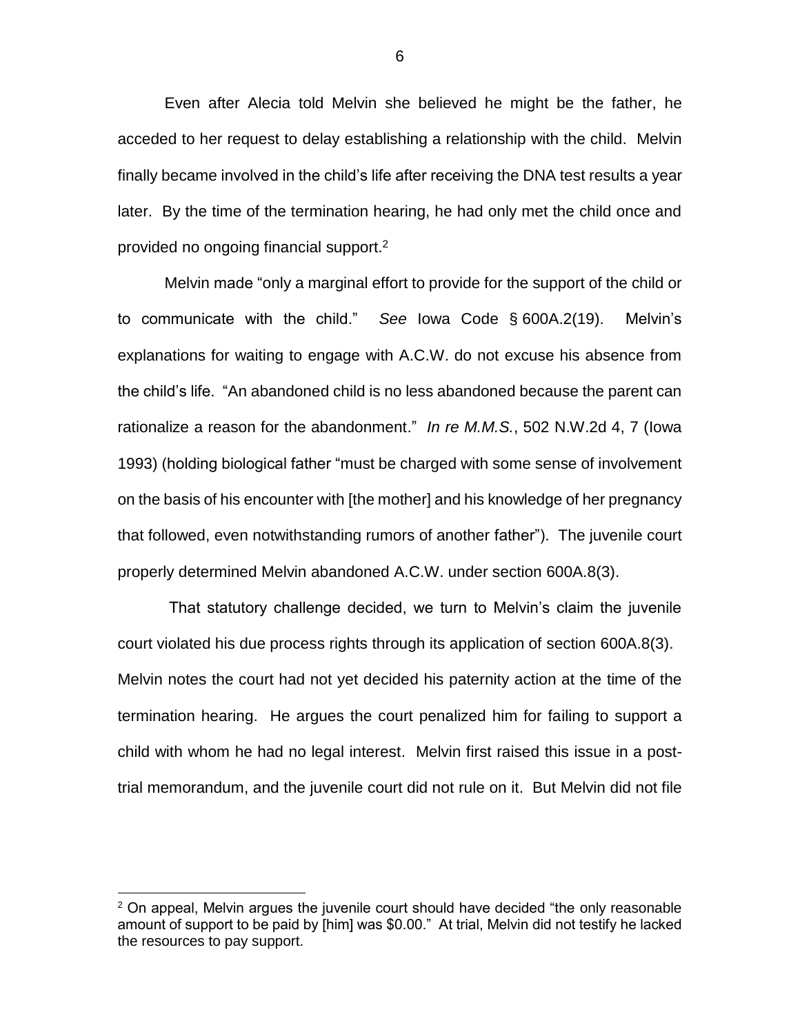Even after Alecia told Melvin she believed he might be the father, he acceded to her request to delay establishing a relationship with the child. Melvin finally became involved in the child's life after receiving the DNA test results a year later. By the time of the termination hearing, he had only met the child once and provided no ongoing financial support.[2]

Melvin made "only a marginal effort to provide for the support of the child or to communicate with the child." *See* Iowa Code § 600A.2(19). Melvin's explanations for waiting to engage with A.C.W. do not excuse his absence from the child's life. "An abandoned child is no less abandoned because the parent can rationalize a reason for the abandonment." *In re M.M.S.*, 502 N.W.2d 4, 7 (Iowa 1993) (holding biological father "must be charged with some sense of involvement on the basis of his encounter with [the mother] and his knowledge of her pregnancy that followed, even notwithstanding rumors of another father"). The juvenile court properly determined Melvin abandoned A.C.W. under section 600A.8(3).

That statutory challenge decided, we turn to Melvin's claim the juvenile court violated his due process rights through its application of section 600A.8(3). Melvin notes the court had not yet decided his paternity action at the time of the termination hearing. He argues the court penalized him for failing to support a child with whom he had no legal interest. Melvin first raised this issue in a post-trial memorandum, and the juvenile court did not rule on it. But Melvin did not file

---

[2] On appeal, Melvin argues the juvenile court should have decided "the only reasonable amount of support to be paid by [him] was $0.00." At trial, Melvin did not testify he lacked the resources to pay support.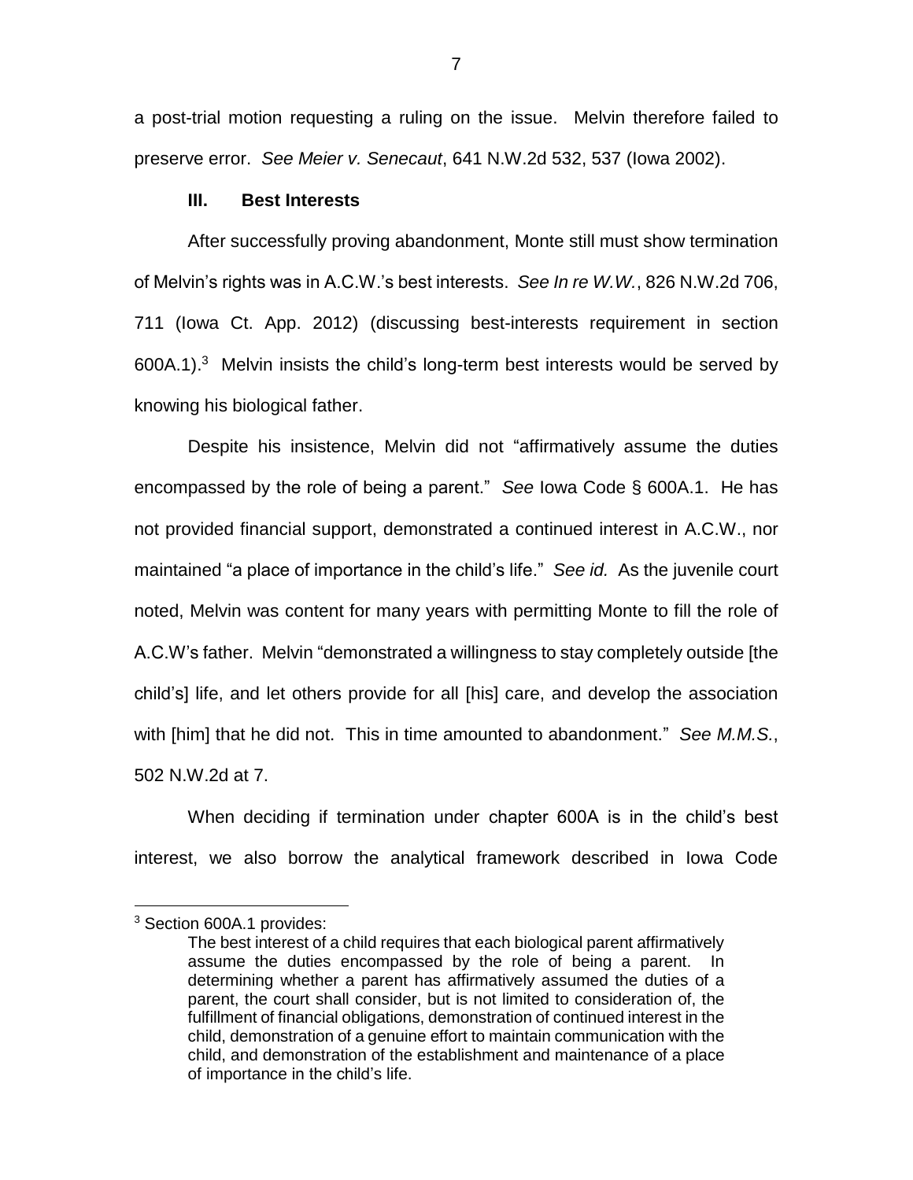a post-trial motion requesting a ruling on the issue. Melvin therefore failed to preserve error. *See Meier v. Senecaut*, 641 N.W.2d 532, 537 (Iowa 2002).

### III. Best Interests

After successfully proving abandonment, Monte still must show termination of Melvin's rights was in A.C.W.'s best interests. *See In re W.W.*, 826 N.W.2d 706, 711 (Iowa Ct. App. 2012) (discussing best-interests requirement in section 600A.1).[3] Melvin insists the child's long-term best interests would be served by knowing his biological father.

Despite his insistence, Melvin did not "affirmatively assume the duties encompassed by the role of being a parent." *See* Iowa Code § 600A.1. He has not provided financial support, demonstrated a continued interest in A.C.W., nor maintained "a place of importance in the child's life." *See id.* As the juvenile court noted, Melvin was content for many years with permitting Monte to fill the role of A.C.W's father. Melvin "demonstrated a willingness to stay completely outside [the child's] life, and let others provide for all [his] care, and develop the association with [him] that he did not. This in time amounted to abandonment." *See M.M.S.*, 502 N.W.2d at 7.

When deciding if termination under chapter 600A is in the child's best interest, we also borrow the analytical framework described in Iowa Code

---

[3] Section 600A.1 provides:

> The best interest of a child requires that each biological parent affirmatively assume the duties encompassed by the role of being a parent. In determining whether a parent has affirmatively assumed the duties of a parent, the court shall consider, but is not limited to consideration of, the fulfillment of financial obligations, demonstration of continued interest in the child, demonstration of a genuine effort to maintain communication with the child, and demonstration of the establishment and maintenance of a place of importance in the child's life.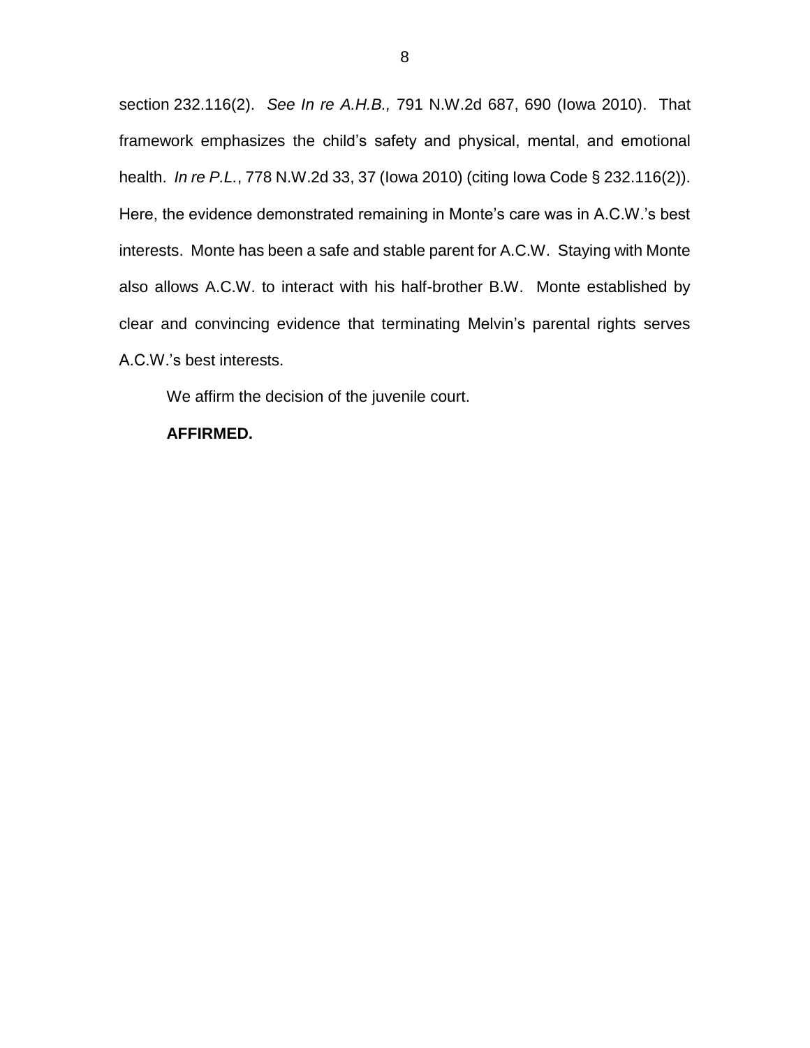section 232.116(2). *See In re A.H.B.,* 791 N.W.2d 687, 690 (Iowa 2010). That framework emphasizes the child's safety and physical, mental, and emotional health. *In re P.L.*, 778 N.W.2d 33, 37 (Iowa 2010) (citing Iowa Code § 232.116(2)). Here, the evidence demonstrated remaining in Monte's care was in A.C.W.'s best interests. Monte has been a safe and stable parent for A.C.W. Staying with Monte also allows A.C.W. to interact with his half-brother B.W. Monte established by clear and convincing evidence that terminating Melvin's parental rights serves A.C.W.'s best interests.

We affirm the decision of the juvenile court.

**AFFIRMED.**